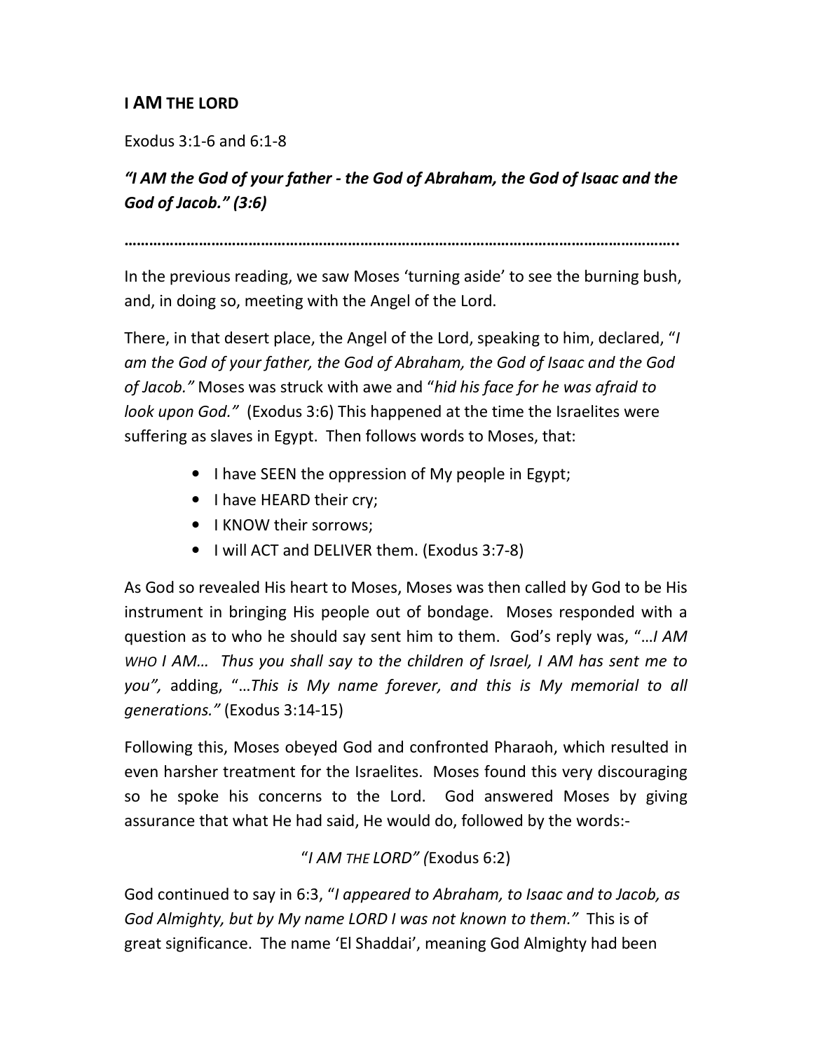# I AM THE LORD

Exodus 3:1-6 and 6:1-8

***"I AM the God of your father - the God of Abraham, the God of Isaac and the God of Jacob." (3:6)***

**……………………………………………………………………………………………………………….**

In the previous reading, we saw Moses 'turning aside' to see the burning bush, and, in doing so, meeting with the Angel of the Lord.

There, in that desert place, the Angel of the Lord, speaking to him, declared, "*I am the God of your father, the God of Abraham, the God of Isaac and the God of Jacob."* Moses was struck with awe and "*hid his face for he was afraid to look upon God."* (Exodus 3:6) This happened at the time the Israelites were suffering as slaves in Egypt. Then follows words to Moses, that:

- I have SEEN the oppression of My people in Egypt;
- I have HEARD their cry;
- I KNOW their sorrows;
- I will ACT and DELIVER them. (Exodus 3:7-8)

As God so revealed His heart to Moses, Moses was then called by God to be His instrument in bringing His people out of bondage. Moses responded with a question as to who he should say sent him to them. God's reply was, "*…I AM WHO I AM… Thus you shall say to the children of Israel, I AM has sent me to you",* adding, "*…This is My name forever, and this is My memorial to all generations."* (Exodus 3:14-15)

Following this, Moses obeyed God and confronted Pharaoh, which resulted in even harsher treatment for the Israelites. Moses found this very discouraging so he spoke his concerns to the Lord. God answered Moses by giving assurance that what He had said, He would do, followed by the words:-

"*I AM THE LORD" (*Exodus 6:2)

God continued to say in 6:3, "*I appeared to Abraham, to Isaac and to Jacob, as God Almighty, but by My name LORD I was not known to them."* This is of great significance. The name 'El Shaddai', meaning God Almighty had been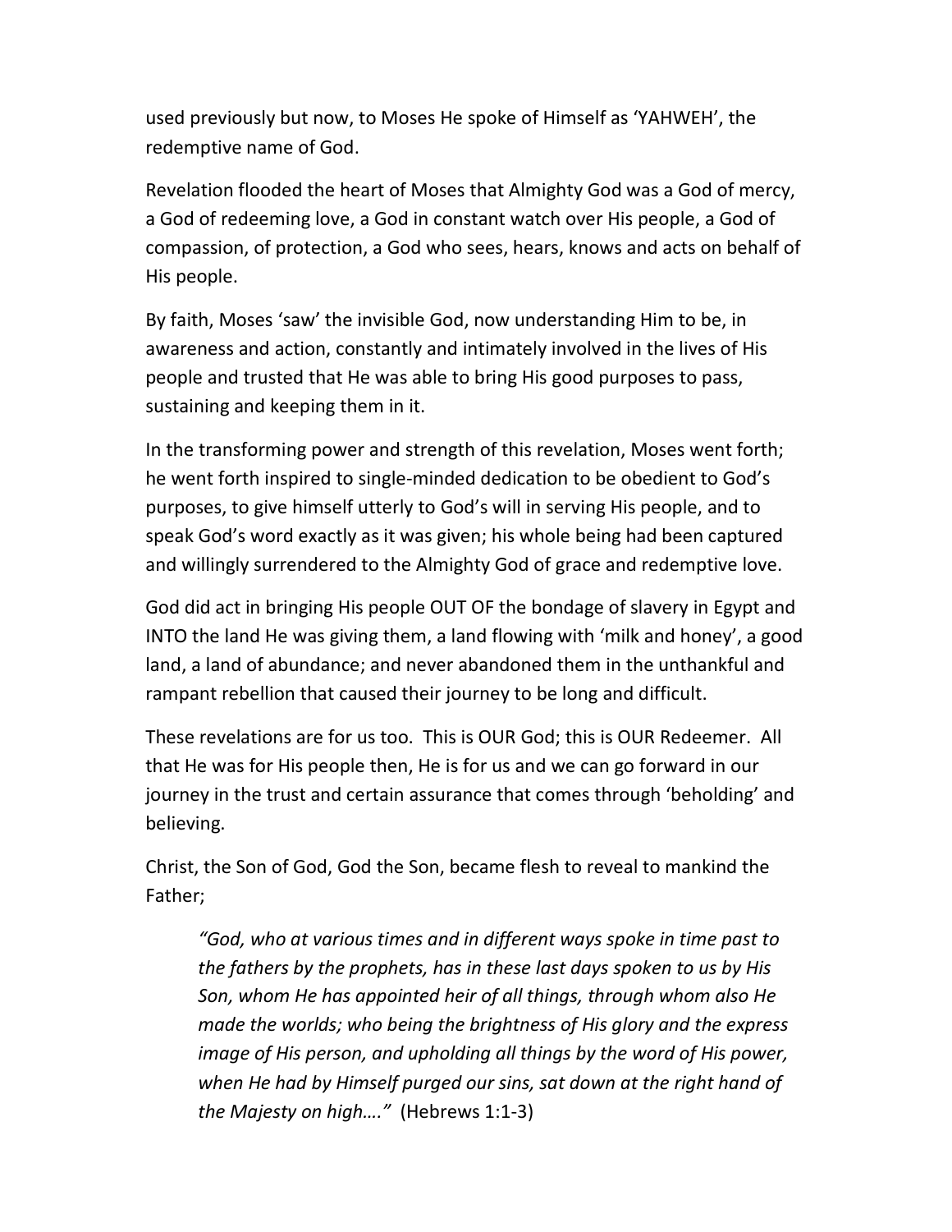used previously but now, to Moses He spoke of Himself as 'YAHWEH', the redemptive name of God.

Revelation flooded the heart of Moses that Almighty God was a God of mercy, a God of redeeming love, a God in constant watch over His people, a God of compassion, of protection, a God who sees, hears, knows and acts on behalf of His people.

By faith, Moses 'saw' the invisible God, now understanding Him to be, in awareness and action, constantly and intimately involved in the lives of His people and trusted that He was able to bring His good purposes to pass, sustaining and keeping them in it.

In the transforming power and strength of this revelation, Moses went forth; he went forth inspired to single-minded dedication to be obedient to God's purposes, to give himself utterly to God's will in serving His people, and to speak God's word exactly as it was given; his whole being had been captured and willingly surrendered to the Almighty God of grace and redemptive love.

God did act in bringing His people OUT OF the bondage of slavery in Egypt and INTO the land He was giving them, a land flowing with 'milk and honey', a good land, a land of abundance; and never abandoned them in the unthankful and rampant rebellion that caused their journey to be long and difficult.

These revelations are for us too. This is OUR God; this is OUR Redeemer. All that He was for His people then, He is for us and we can go forward in our journey in the trust and certain assurance that comes through 'beholding' and believing.

Christ, the Son of God, God the Son, became flesh to reveal to mankind the Father;

> *"God, who at various times and in different ways spoke in time past to the fathers by the prophets, has in these last days spoken to us by His Son, whom He has appointed heir of all things, through whom also He made the worlds; who being the brightness of His glory and the express image of His person, and upholding all things by the word of His power, when He had by Himself purged our sins, sat down at the right hand of the Majesty on high…."* (Hebrews 1:1-3)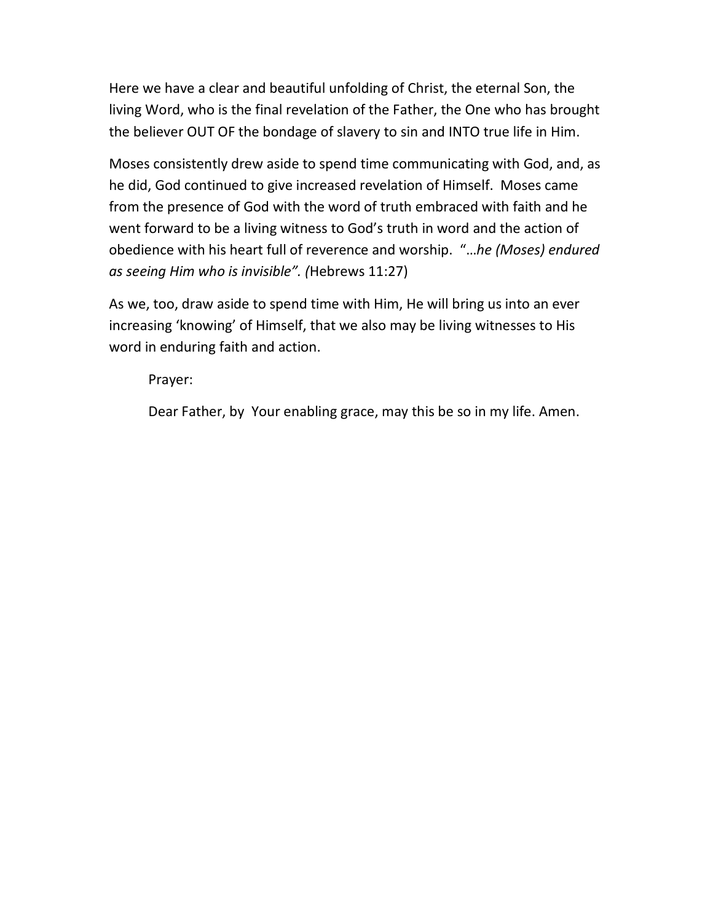Here we have a clear and beautiful unfolding of Christ, the eternal Son, the living Word, who is the final revelation of the Father, the One who has brought the believer OUT OF the bondage of slavery to sin and INTO true life in Him.

Moses consistently drew aside to spend time communicating with God, and, as he did, God continued to give increased revelation of Himself. Moses came from the presence of God with the word of truth embraced with faith and he went forward to be a living witness to God's truth in word and the action of obedience with his heart full of reverence and worship. "*…he (Moses) endured as seeing Him who is invisible". (*Hebrews 11:27)

As we, too, draw aside to spend time with Him, He will bring us into an ever increasing 'knowing' of Himself, that we also may be living witnesses to His word in enduring faith and action.

Prayer:

Dear Father, by Your enabling grace, may this be so in my life. Amen.